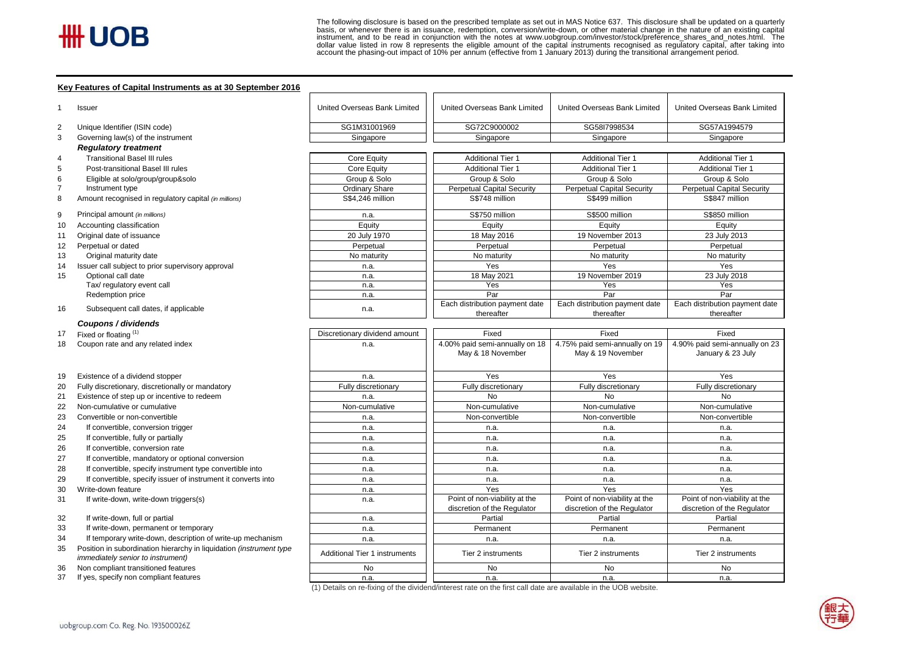The following disclosure is based on the prescribed template as set out in MAS Notice 637. This disclosure shall be updated on a quarterly basis, or whenever there is an issuance, redemption, conversion/write-down, or other material change in the nature of an existing capital instrument, and to be read in conjunction with the notes at www.uobgroup.com/investor/stock/preference_shares_and_notes.html. The dollar value listed in row 8 represents the eligible amount of the capital instruments recognised as regulatory capital, after taking into account the phasing-out impact of 10% per annum (effective from 1 January 2013) during the transitional arrangement period.

## Key Features of Capital Instruments as at 30 September 2016

| | | | | | |
|---|---|---|---|---|---|
| 1 | Issuer | United Overseas Bank Limited | United Overseas Bank Limited | United Overseas Bank Limited | United Overseas Bank Limited |
| 2 | Unique Identifier (ISIN code) | SG1M31001969 | SG72C9000002 | SG58I7998534 | SG57A1994579 |
| 3 | Governing law(s) of the instrument | Singapore | Singapore | Singapore | Singapore |
| | ***Regulatory treatment*** | | | | |
| 4 | Transitional Basel III rules | Core Equity | Additional Tier 1 | Additional Tier 1 | Additional Tier 1 |
| 5 | Post-transitional Basel III rules | Core Equity | Additional Tier 1 | Additional Tier 1 | Additional Tier 1 |
| 6 | Eligible at solo/group/group&solo | Group & Solo | Group & Solo | Group & Solo | Group & Solo |
| 7 | Instrument type | Ordinary Share | Perpetual Capital Security | Perpetual Capital Security | Perpetual Capital Security |
| 8 | Amount recognised in regulatory capital *(in millions)* | S$4,246 million | S$748 million | S$499 million | S$847 million |
| 9 | Principal amount *(in millions)* | n.a. | S$750 million | S$500 million | S$850 million |
| 10 | Accounting classification | Equity | Equity | Equity | Equity |
| 11 | Original date of issuance | 20 July 1970 | 18 May 2016 | 19 November 2013 | 23 July 2013 |
| 12 | Perpetual or dated | Perpetual | Perpetual | Perpetual | Perpetual |
| 13 | Original maturity date | No maturity | No maturity | No maturity | No maturity |
| 14 | Issuer call subject to prior supervisory approval | n.a. | Yes | Yes | Yes |
| 15 | Optional call date | n.a. | 18 May 2021 | 19 November 2019 | 23 July 2018 |
| | Tax/ regulatory event call | n.a. | Yes | Yes | Yes |
| | Redemption price | n.a. | Par | Par | Par |
| 16 | Subsequent call dates, if applicable | n.a. | Each distribution payment date thereafter | Each distribution payment date thereafter | Each distribution payment date thereafter |
| | ***Coupons / dividends*** | | | | |
| 17 | Fixed or floating [(1)] | Discretionary dividend amount | Fixed | Fixed | Fixed |
| 18 | Coupon rate and any related index | n.a. | 4.00% paid semi-annually on 18 May & 18 November | 4.75% paid semi-annually on 19 May & 19 November | 4.90% paid semi-annually on 23 January & 23 July |
| 19 | Existence of a dividend stopper | n.a. | Yes | Yes | Yes |
| 20 | Fully discretionary, discretionally or mandatory | Fully discretionary | Fully discretionary | Fully discretionary | Fully discretionary |
| 21 | Existence of step up or incentive to redeem | n.a. | No | No | No |
| 22 | Non-cumulative or cumulative | Non-cumulative | Non-cumulative | Non-cumulative | Non-cumulative |
| 23 | Convertible or non-convertible | n.a. | Non-convertible | Non-convertible | Non-convertible |
| 24 | If convertible, conversion trigger | n.a. | n.a. | n.a. | n.a. |
| 25 | If convertible, fully or partially | n.a. | n.a. | n.a. | n.a. |
| 26 | If convertible, conversion rate | n.a. | n.a. | n.a. | n.a. |
| 27 | If convertible, mandatory or optional conversion | n.a. | n.a. | n.a. | n.a. |
| 28 | If convertible, specify instrument type convertible into | n.a. | n.a. | n.a. | n.a. |
| 29 | If convertible, specify issuer of instrument it converts into | n.a. | n.a. | n.a. | n.a. |
| 30 | Write-down feature | n.a. | Yes | Yes | Yes |
| 31 | If write-down, write-down triggers(s) | n.a. | Point of non-viability at the discretion of the Regulator | Point of non-viability at the discretion of the Regulator | Point of non-viability at the discretion of the Regulator |
| 32 | If write-down, full or partial | n.a. | Partial | Partial | Partial |
| 33 | If write-down, permanent or temporary | n.a. | Permanent | Permanent | Permanent |
| 34 | If temporary write-down, description of write-up mechanism | n.a. | n.a. | n.a. | n.a. |
| 35 | Position in subordination hierarchy in liquidation *(instrument type immediately senior to instrument)* | Additional Tier 1 instruments | Tier 2 instruments | Tier 2 instruments | Tier 2 instruments |
| 36 | Non compliant transitioned features | No | No | No | No |
| 37 | If yes, specify non compliant features | n.a. | n.a. | n.a. | n.a. |

(1) Details on re-fixing of the dividend/interest rate on the first call date are available in the UOB website.

uobgroup.com Co. Reg. No. 193500026Z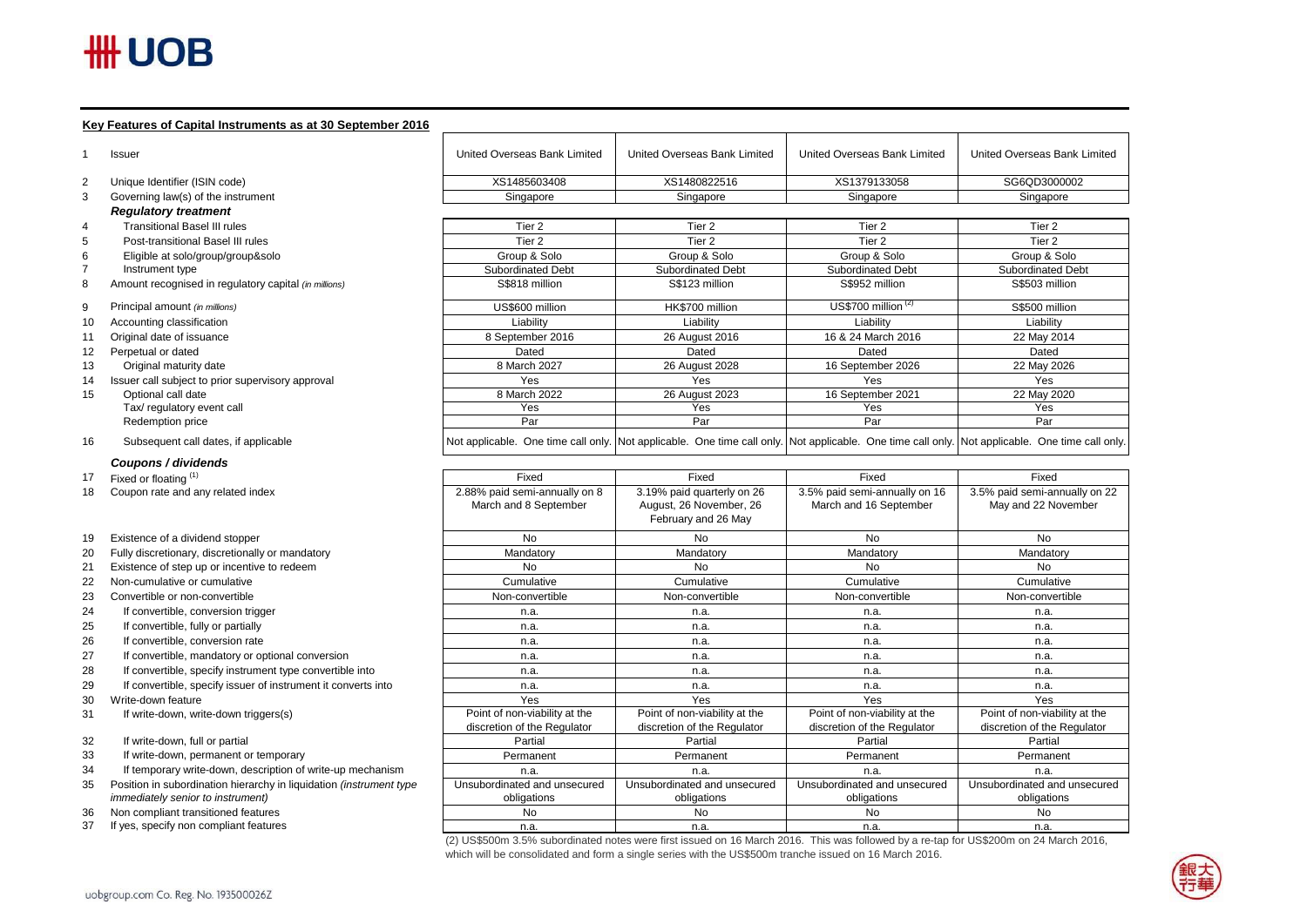**Key Features of Capital Instruments as at 30 September 2016**

| | | | | | |
|---|---|---|---|---|---|
| 1 | Issuer | United Overseas Bank Limited | United Overseas Bank Limited | United Overseas Bank Limited | United Overseas Bank Limited |
| 2 | Unique Identifier (ISIN code) | XS1485603408 | XS1480822516 | XS1379133058 | SG6QD3000002 |
| 3 | Governing law(s) of the instrument | Singapore | Singapore | Singapore | Singapore |
| | ***Regulatory treatment*** | | | | |
| 4 | Transitional Basel III rules | Tier 2 | Tier 2 | Tier 2 | Tier 2 |
| 5 | Post-transitional Basel III rules | Tier 2 | Tier 2 | Tier 2 | Tier 2 |
| 6 | Eligible at solo/group/group&solo | Group & Solo | Group & Solo | Group & Solo | Group & Solo |
| 7 | Instrument type | Subordinated Debt | Subordinated Debt | Subordinated Debt | Subordinated Debt |
| 8 | Amount recognised in regulatory capital *(in millions)* | S$818 million | S$123 million | S$952 million | S$503 million |
| 9 | Principal amount *(in millions)* | US$600 million | HK$700 million | US$700 million [(2)] | S$500 million |
| 10 | Accounting classification | Liability | Liability | Liability | Liability |
| 11 | Original date of issuance | 8 September 2016 | 26 August 2016 | 16 & 24 March 2016 | 22 May 2014 |
| 12 | Perpetual or dated | Dated | Dated | Dated | Dated |
| 13 | Original maturity date | 8 March 2027 | 26 August 2028 | 16 September 2026 | 22 May 2026 |
| 14 | Issuer call subject to prior supervisory approval | Yes | Yes | Yes | Yes |
| 15 | Optional call date | 8 March 2022 | 26 August 2023 | 16 September 2021 | 22 May 2020 |
| | Tax/ regulatory event call | Yes | Yes | Yes | Yes |
| | Redemption price | Par | Par | Par | Par |
| 16 | Subsequent call dates, if applicable | Not applicable. One time call only. | Not applicable. One time call only. | Not applicable. One time call only. | Not applicable. One time call only. |
| | ***Coupons / dividends*** | | | | |
| 17 | Fixed or floating [(1)] | Fixed | Fixed | Fixed | Fixed |
| 18 | Coupon rate and any related index | 2.88% paid semi-annually on 8 March and 8 September | 3.19% paid quarterly on 26 August, 26 November, 26 February and 26 May | 3.5% paid semi-annually on 16 March and 16 September | 3.5% paid semi-annually on 22 May and 22 November |
| 19 | Existence of a dividend stopper | No | No | No | No |
| 20 | Fully discretionary, discretionally or mandatory | Mandatory | Mandatory | Mandatory | Mandatory |
| 21 | Existence of step up or incentive to redeem | No | No | No | No |
| 22 | Non-cumulative or cumulative | Cumulative | Cumulative | Cumulative | Cumulative |
| 23 | Convertible or non-convertible | Non-convertible | Non-convertible | Non-convertible | Non-convertible |
| 24 | If convertible, conversion trigger | n.a. | n.a. | n.a. | n.a. |
| 25 | If convertible, fully or partially | n.a. | n.a. | n.a. | n.a. |
| 26 | If convertible, conversion rate | n.a. | n.a. | n.a. | n.a. |
| 27 | If convertible, mandatory or optional conversion | n.a. | n.a. | n.a. | n.a. |
| 28 | If convertible, specify instrument type convertible into | n.a. | n.a. | n.a. | n.a. |
| 29 | If convertible, specify issuer of instrument it converts into | n.a. | n.a. | n.a. | n.a. |
| 30 | Write-down feature | Yes | Yes | Yes | Yes |
| 31 | If write-down, write-down triggers(s) | Point of non-viability at the discretion of the Regulator | Point of non-viability at the discretion of the Regulator | Point of non-viability at the discretion of the Regulator | Point of non-viability at the discretion of the Regulator |
| 32 | If write-down, full or partial | Partial | Partial | Partial | Partial |
| 33 | If write-down, permanent or temporary | Permanent | Permanent | Permanent | Permanent |
| 34 | If temporary write-down, description of write-up mechanism | n.a. | n.a. | n.a. | n.a. |
| 35 | Position in subordination hierarchy in liquidation *(instrument type immediately senior to instrument)* | Unsubordinated and unsecured obligations | Unsubordinated and unsecured obligations | Unsubordinated and unsecured obligations | Unsubordinated and unsecured obligations |
| 36 | Non compliant transitioned features | No | No | No | No |
| 37 | If yes, specify non compliant features | n.a. | n.a. | n.a. | n.a. |

(2) US$500m 3.5% subordinated notes were first issued on 16 March 2016. This was followed by a re-tap for US$200m on 24 March 2016, which will be consolidated and form a single series with the US$500m tranche issued on 16 March 2016.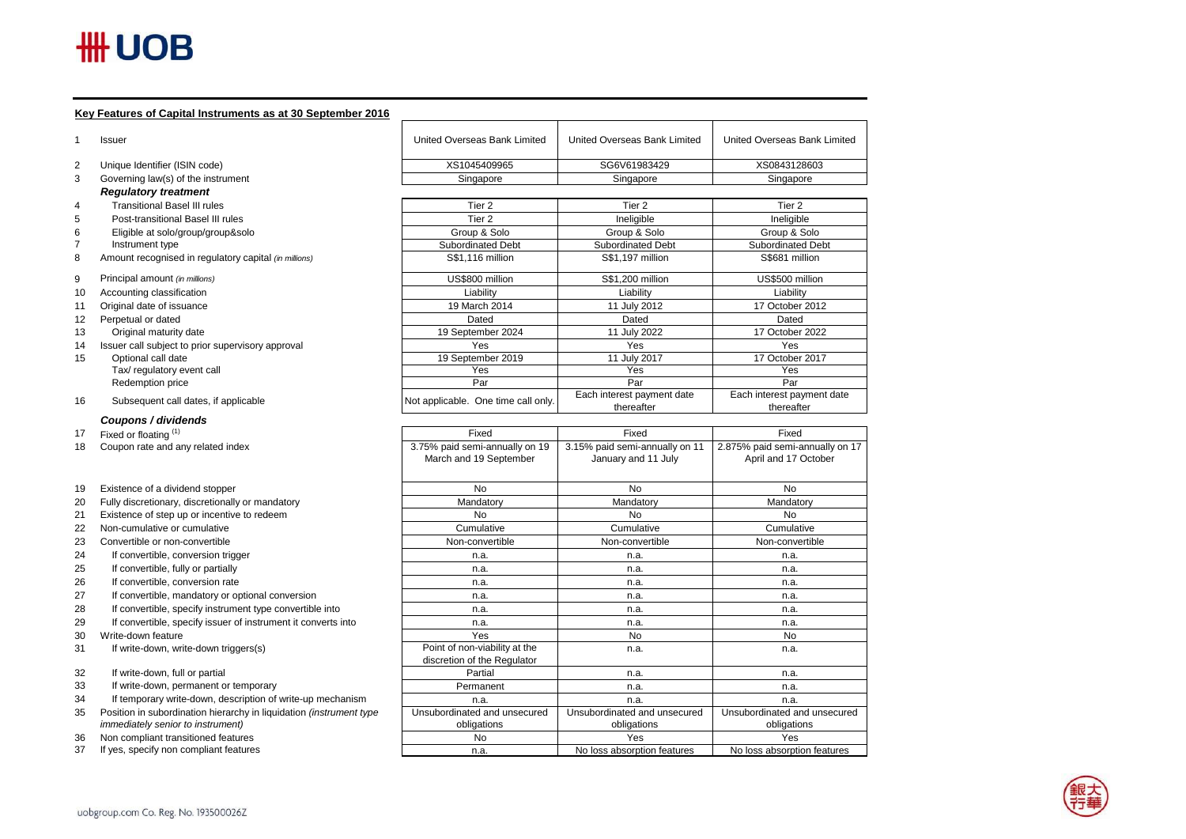**Key Features of Capital Instruments as at 30 September 2016**

| | | | | |
|---|---|---|---|---|
| 1 | Issuer | United Overseas Bank Limited | United Overseas Bank Limited | United Overseas Bank Limited |
| 2 | Unique Identifier (ISIN code) | XS1045409965 | SG6V61983429 | XS0843128603 |
| 3 | Governing law(s) of the instrument | Singapore | Singapore | Singapore |
| | ***Regulatory treatment*** | | | |
| 4 | Transitional Basel III rules | Tier 2 | Tier 2 | Tier 2 |
| 5 | Post-transitional Basel III rules | Tier 2 | Ineligible | Ineligible |
| 6 | Eligible at solo/group/group&solo | Group & Solo | Group & Solo | Group & Solo |
| 7 | Instrument type | Subordinated Debt | Subordinated Debt | Subordinated Debt |
| 8 | Amount recognised in regulatory capital *(in millions)* | S$1,116 million | S$1,197 million | S$681 million |
| 9 | Principal amount *(in millions)* | US$800 million | S$1,200 million | US$500 million |
| 10 | Accounting classification | Liability | Liability | Liability |
| 11 | Original date of issuance | 19 March 2014 | 11 July 2012 | 17 October 2012 |
| 12 | Perpetual or dated | Dated | Dated | Dated |
| 13 | Original maturity date | 19 September 2024 | 11 July 2022 | 17 October 2022 |
| 14 | Issuer call subject to prior supervisory approval | Yes | Yes | Yes |
| 15 | Optional call date | 19 September 2019 | 11 July 2017 | 17 October 2017 |
| | Tax/ regulatory event call | Yes | Yes | Yes |
| | Redemption price | Par | Par | Par |
| 16 | Subsequent call dates, if applicable | Not applicable. One time call only. | Each interest payment date thereafter | Each interest payment date thereafter |
| | ***Coupons / dividends*** | | | |
| 17 | Fixed or floating [(1)] | Fixed | Fixed | Fixed |
| 18 | Coupon rate and any related index | 3.75% paid semi-annually on 19 March and 19 September | 3.15% paid semi-annually on 11 January and 11 July | 2.875% paid semi-annually on 17 April and 17 October |
| 19 | Existence of a dividend stopper | No | No | No |
| 20 | Fully discretionary, discretionally or mandatory | Mandatory | Mandatory | Mandatory |
| 21 | Existence of step up or incentive to redeem | No | No | No |
| 22 | Non-cumulative or cumulative | Cumulative | Cumulative | Cumulative |
| 23 | Convertible or non-convertible | Non-convertible | Non-convertible | Non-convertible |
| 24 | If convertible, conversion trigger | n.a. | n.a. | n.a. |
| 25 | If convertible, fully or partially | n.a. | n.a. | n.a. |
| 26 | If convertible, conversion rate | n.a. | n.a. | n.a. |
| 27 | If convertible, mandatory or optional conversion | n.a. | n.a. | n.a. |
| 28 | If convertible, specify instrument type convertible into | n.a. | n.a. | n.a. |
| 29 | If convertible, specify issuer of instrument it converts into | n.a. | n.a. | n.a. |
| 30 | Write-down feature | Yes | No | No |
| 31 | If write-down, write-down triggers(s) | Point of non-viability at the discretion of the Regulator | n.a. | n.a. |
| 32 | If write-down, full or partial | Partial | n.a. | n.a. |
| 33 | If write-down, permanent or temporary | Permanent | n.a. | n.a. |
| 34 | If temporary write-down, description of write-up mechanism | n.a. | n.a. | n.a. |
| 35 | Position in subordination hierarchy in liquidation *(instrument type immediately senior to instrument)* | Unsubordinated and unsecured obligations | Unsubordinated and unsecured obligations | Unsubordinated and unsecured obligations |
| 36 | Non compliant transitioned features | No | Yes | Yes |
| 37 | If yes, specify non compliant features | n.a. | No loss absorption features | No loss absorption features |

uobgroup.com Co. Reg. No. 193500026Z